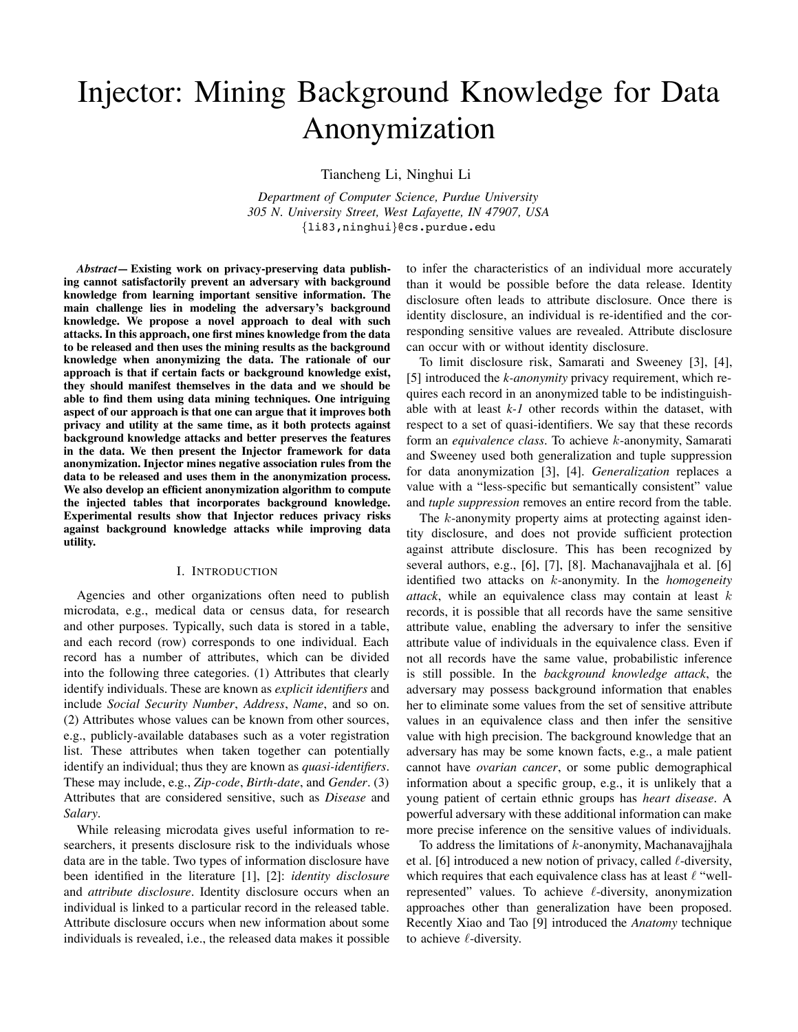# Injector: Mining Background Knowledge for Data Anonymization

Tiancheng Li, Ninghui Li

*Department of Computer Science, Purdue University*
*305 N. University Street, West Lafayette, IN 47907, USA*
{li83,ninghui}@cs.purdue.edu

***Abstract*— Existing work on privacy-preserving data publishing cannot satisfactorily prevent an adversary with background knowledge from learning important sensitive information. The main challenge lies in modeling the adversary's background knowledge. We propose a novel approach to deal with such attacks. In this approach, one first mines knowledge from the data to be released and then uses the mining results as the background knowledge when anonymizing the data. The rationale of our approach is that if certain facts or background knowledge exist, they should manifest themselves in the data and we should be able to find them using data mining techniques. One intriguing aspect of our approach is that one can argue that it improves both privacy and utility at the same time, as it both protects against background knowledge attacks and better preserves the features in the data. We then present the Injector framework for data anonymization. Injector mines negative association rules from the data to be released and uses them in the anonymization process. We also develop an efficient anonymization algorithm to compute the injected tables that incorporates background knowledge. Experimental results show that Injector reduces privacy risks against background knowledge attacks while improving data utility.**

## I. Introduction

Agencies and other organizations often need to publish microdata, e.g., medical data or census data, for research and other purposes. Typically, such data is stored in a table, and each record (row) corresponds to one individual. Each record has a number of attributes, which can be divided into the following three categories. (1) Attributes that clearly identify individuals. These are known as *explicit identifiers* and include *Social Security Number*, *Address*, *Name*, and so on. (2) Attributes whose values can be known from other sources, e.g., publicly-available databases such as a voter registration list. These attributes when taken together can potentially identify an individual; thus they are known as *quasi-identifiers*. These may include, e.g., *Zip-code*, *Birth-date*, and *Gender*. (3) Attributes that are considered sensitive, such as *Disease* and *Salary*.

While releasing microdata gives useful information to researchers, it presents disclosure risk to the individuals whose data are in the table. Two types of information disclosure have been identified in the literature [1], [2]: *identity disclosure* and *attribute disclosure*. Identity disclosure occurs when an individual is linked to a particular record in the released table. Attribute disclosure occurs when new information about some individuals is revealed, i.e., the released data makes it possible to infer the characteristics of an individual more accurately than it would be possible before the data release. Identity disclosure often leads to attribute disclosure. Once there is identity disclosure, an individual is re-identified and the corresponding sensitive values are revealed. Attribute disclosure can occur with or without identity disclosure.

To limit disclosure risk, Samarati and Sweeney [3], [4], [5] introduced the *k-anonymity* privacy requirement, which requires each record in an anonymized table to be indistinguishable with at least *k-1* other records within the dataset, with respect to a set of quasi-identifiers. We say that these records form an *equivalence class*. To achieve $k$-anonymity, Samarati and Sweeney used both generalization and tuple suppression for data anonymization [3], [4]. *Generalization* replaces a value with a "less-specific but semantically consistent" value and *tuple suppression* removes an entire record from the table.

The $k$-anonymity property aims at protecting against identity disclosure, and does not provide sufficient protection against attribute disclosure. This has been recognized by several authors, e.g., [6], [7], [8]. Machanavajjhala et al. [6] identified two attacks on $k$-anonymity. In the *homogeneity attack*, while an equivalence class may contain at least $k$ records, it is possible that all records have the same sensitive attribute value, enabling the adversary to infer the sensitive attribute value of individuals in the equivalence class. Even if not all records have the same value, probabilistic inference is still possible. In the *background knowledge attack*, the adversary may possess background information that enables her to eliminate some values from the set of sensitive attribute values in an equivalence class and then infer the sensitive value with high precision. The background knowledge that an adversary has may be some known facts, e.g., a male patient cannot have *ovarian cancer*, or some public demographical information about a specific group, e.g., it is unlikely that a young patient of certain ethnic groups has *heart disease*. A powerful adversary with these additional information can make more precise inference on the sensitive values of individuals.

To address the limitations of $k$-anonymity, Machanavajjhala et al. [6] introduced a new notion of privacy, called $\ell$-diversity, which requires that each equivalence class has at least $\ell$ "well-represented" values. To achieve $\ell$-diversity, anonymization approaches other than generalization have been proposed. Recently Xiao and Tao [9] introduced the *Anatomy* technique to achieve $\ell$-diversity.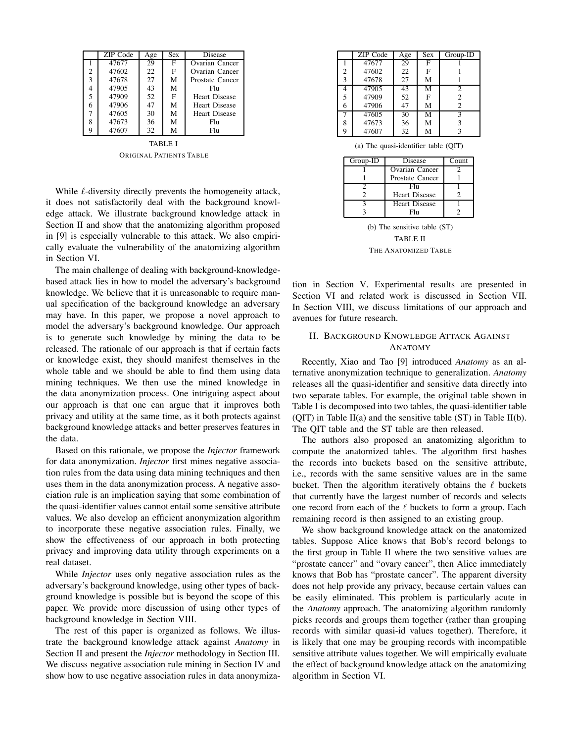|   | ZIP Code | Age | Sex | Disease |
|---|---|---|---|---|
| 1 | 47677 | 29 | F | Ovarian Cancer |
| 2 | 47602 | 22 | F | Ovarian Cancer |
| 3 | 47678 | 27 | M | Prostate Cancer |
| 4 | 47905 | 43 | M | Flu |
| 5 | 47909 | 52 | F | Heart Disease |
| 6 | 47906 | 47 | M | Heart Disease |
| 7 | 47605 | 30 | M | Heart Disease |
| 8 | 47673 | 36 | M | Flu |
| 9 | 47607 | 32 | M | Flu |

TABLE I

ORIGINAL PATIENTS TABLE

|   | ZIP Code | Age | Sex | Group-ID |
|---|---|---|---|---|
| 1 | 47677 | 29 | F | 1 |
| 2 | 47602 | 22 | F | 1 |
| 3 | 47678 | 27 | M | 1 |
| 4 | 47905 | 43 | M | 2 |
| 5 | 47909 | 52 | F | 2 |
| 6 | 47906 | 47 | M | 2 |
| 7 | 47605 | 30 | M | 3 |
| 8 | 47673 | 36 | M | 3 |
| 9 | 47607 | 32 | M | 3 |

(a) The quasi-identifier table (QIT)

| Group-ID | Disease | Count |
|---|---|---|
| 1 | Ovarian Cancer | 2 |
| 1 | Prostate Cancer | 1 |
| 2 | Flu | 1 |
| 2 | Heart Disease | 2 |
| 3 | Heart Disease | 1 |
| 3 | Flu | 2 |

(b) The sensitive table (ST)

TABLE II

THE ANATOMIZED TABLE

While $\ell$-diversity directly prevents the homogeneity attack, it does not satisfactorily deal with the background knowledge attack. We illustrate background knowledge attack in Section II and show that the anatomizing algorithm proposed in [9] is especially vulnerable to this attack. We also empirically evaluate the vulnerability of the anatomizing algorithm in Section VI.

The main challenge of dealing with background-knowledge-based attack lies in how to model the adversary's background knowledge. We believe that it is unreasonable to require manual specification of the background knowledge an adversary may have. In this paper, we propose a novel approach to model the adversary's background knowledge. Our approach is to generate such knowledge by mining the data to be released. The rationale of our approach is that if certain facts or knowledge exist, they should manifest themselves in the whole table and we should be able to find them using data mining techniques. We then use the mined knowledge in the data anonymization process. One intriguing aspect about our approach is that one can argue that it improves both privacy and utility at the same time, as it both protects against background knowledge attacks and better preserves features in the data.

Based on this rationale, we propose the *Injector* framework for data anonymization. *Injector* first mines negative association rules from the data using data mining techniques and then uses them in the data anonymization process. A negative association rule is an implication saying that some combination of the quasi-identifier values cannot entail some sensitive attribute values. We also develop an efficient anonymization algorithm to incorporate these negative association rules. Finally, we show the effectiveness of our approach in both protecting privacy and improving data utility through experiments on a real dataset.

While *Injector* uses only negative association rules as the adversary's background knowledge, using other types of background knowledge is possible but is beyond the scope of this paper. We provide more discussion of using other types of background knowledge in Section VIII.

The rest of this paper is organized as follows. We illustrate the background knowledge attack against *Anatomy* in Section II and present the *Injector* methodology in Section III. We discuss negative association rule mining in Section IV and show how to use negative association rules in data anonymization in Section V. Experimental results are presented in Section VI and related work is discussed in Section VII. In Section VIII, we discuss limitations of our approach and avenues for future research.

## II. BACKGROUND KNOWLEDGE ATTACK AGAINST ANATOMY

Recently, Xiao and Tao [9] introduced *Anatomy* as an alternative anonymization technique to generalization. *Anatomy* releases all the quasi-identifier and sensitive data directly into two separate tables. For example, the original table shown in Table I is decomposed into two tables, the quasi-identifier table (QIT) in Table II(a) and the sensitive table (ST) in Table II(b). The QIT table and the ST table are then released.

The authors also proposed an anatomizing algorithm to compute the anatomized tables. The algorithm first hashes the records into buckets based on the sensitive attribute, i.e., records with the same sensitive values are in the same bucket. Then the algorithm iteratively obtains the $\ell$ buckets that currently have the largest number of records and selects one record from each of the $\ell$ buckets to form a group. Each remaining record is then assigned to an existing group.

We show background knowledge attack on the anatomized tables. Suppose Alice knows that Bob's record belongs to the first group in Table II where the two sensitive values are "prostate cancer" and "ovary cancer", then Alice immediately knows that Bob has "prostate cancer". The apparent diversity does not help provide any privacy, because certain values can be easily eliminated. This problem is particularly acute in the *Anatomy* approach. The anatomizing algorithm randomly picks records and groups them together (rather than grouping records with similar quasi-id values together). Therefore, it is likely that one may be grouping records with incompatible sensitive attribute values together. We will empirically evaluate the effect of background knowledge attack on the anatomizing algorithm in Section VI.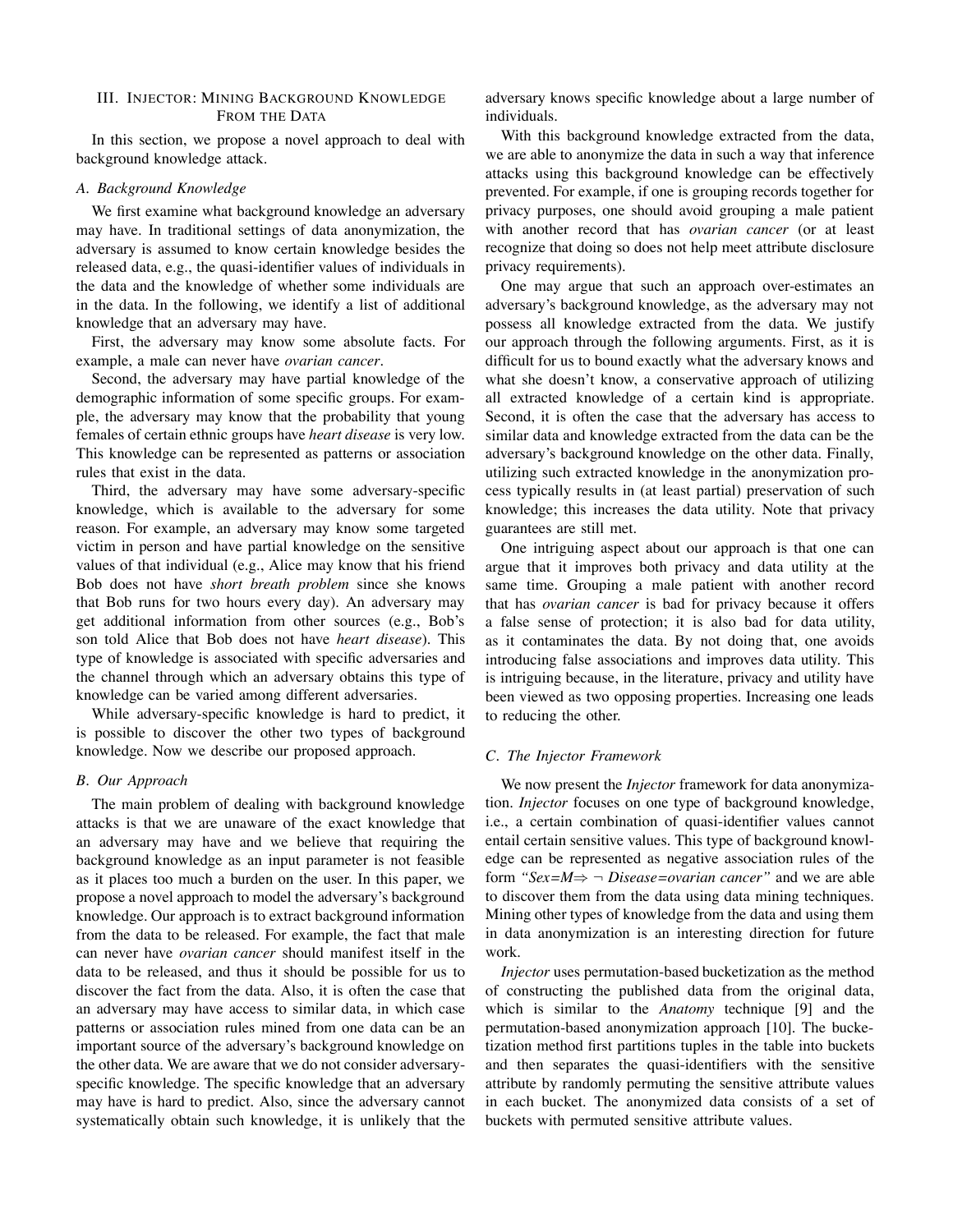## III. Injector: Mining Background Knowledge From the Data

In this section, we propose a novel approach to deal with background knowledge attack.

### A. Background Knowledge

We first examine what background knowledge an adversary may have. In traditional settings of data anonymization, the adversary is assumed to know certain knowledge besides the released data, e.g., the quasi-identifier values of individuals in the data and the knowledge of whether some individuals are in the data. In the following, we identify a list of additional knowledge that an adversary may have.

First, the adversary may know some absolute facts. For example, a male can never have *ovarian cancer*.

Second, the adversary may have partial knowledge of the demographic information of some specific groups. For example, the adversary may know that the probability that young females of certain ethnic groups have *heart disease* is very low. This knowledge can be represented as patterns or association rules that exist in the data.

Third, the adversary may have some adversary-specific knowledge, which is available to the adversary for some reason. For example, an adversary may know some targeted victim in person and have partial knowledge on the sensitive values of that individual (e.g., Alice may know that his friend Bob does not have *short breath problem* since she knows that Bob runs for two hours every day). An adversary may get additional information from other sources (e.g., Bob's son told Alice that Bob does not have *heart disease*). This type of knowledge is associated with specific adversaries and the channel through which an adversary obtains this type of knowledge can be varied among different adversaries.

While adversary-specific knowledge is hard to predict, it is possible to discover the other two types of background knowledge. Now we describe our proposed approach.

### B. Our Approach

The main problem of dealing with background knowledge attacks is that we are unaware of the exact knowledge that an adversary may have and we believe that requiring the background knowledge as an input parameter is not feasible as it places too much a burden on the user. In this paper, we propose a novel approach to model the adversary's background knowledge. Our approach is to extract background information from the data to be released. For example, the fact that male can never have *ovarian cancer* should manifest itself in the data to be released, and thus it should be possible for us to discover the fact from the data. Also, it is often the case that an adversary may have access to similar data, in which case patterns or association rules mined from one data can be an important source of the adversary's background knowledge on the other data. We are aware that we do not consider adversary-specific knowledge. The specific knowledge that an adversary may have is hard to predict. Also, since the adversary cannot systematically obtain such knowledge, it is unlikely that the adversary knows specific knowledge about a large number of individuals.

With this background knowledge extracted from the data, we are able to anonymize the data in such a way that inference attacks using this background knowledge can be effectively prevented. For example, if one is grouping records together for privacy purposes, one should avoid grouping a male patient with another record that has *ovarian cancer* (or at least recognize that doing so does not help meet attribute disclosure privacy requirements).

One may argue that such an approach over-estimates an adversary's background knowledge, as the adversary may not possess all knowledge extracted from the data. We justify our approach through the following arguments. First, as it is difficult for us to bound exactly what the adversary knows and what she doesn't know, a conservative approach of utilizing all extracted knowledge of a certain kind is appropriate. Second, it is often the case that the adversary has access to similar data and knowledge extracted from the data can be the adversary's background knowledge on the other data. Finally, utilizing such extracted knowledge in the anonymization process typically results in (at least partial) preservation of such knowledge; this increases the data utility. Note that privacy guarantees are still met.

One intriguing aspect about our approach is that one can argue that it improves both privacy and data utility at the same time. Grouping a male patient with another record that has *ovarian cancer* is bad for privacy because it offers a false sense of protection; it is also bad for data utility, as it contaminates the data. By not doing that, one avoids introducing false associations and improves data utility. This is intriguing because, in the literature, privacy and utility have been viewed as two opposing properties. Increasing one leads to reducing the other.

### C. The Injector Framework

We now present the *Injector* framework for data anonymization. *Injector* focuses on one type of background knowledge, i.e., a certain combination of quasi-identifier values cannot entail certain sensitive values. This type of background knowledge can be represented as negative association rules of the form *"Sex=M$\Rightarrow \neg$ Disease=ovarian cancer"* and we are able to discover them from the data using data mining techniques. Mining other types of knowledge from the data and using them in data anonymization is an interesting direction for future work.

*Injector* uses permutation-based bucketization as the method of constructing the published data from the original data, which is similar to the *Anatomy* technique [9] and the permutation-based anonymization approach [10]. The bucketization method first partitions tuples in the table into buckets and then separates the quasi-identifiers with the sensitive attribute by randomly permuting the sensitive attribute values in each bucket. The anonymized data consists of a set of buckets with permuted sensitive attribute values.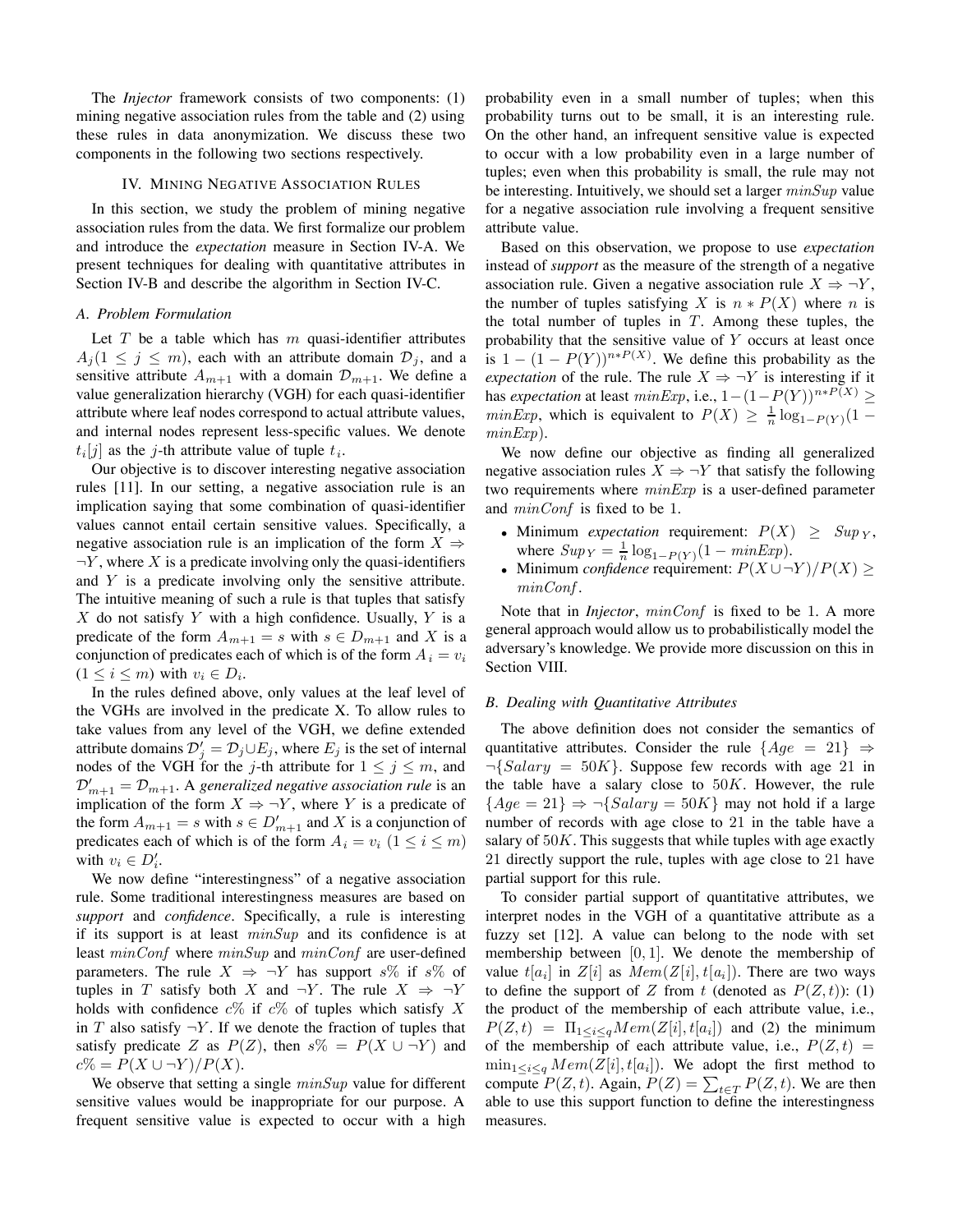The *Injector* framework consists of two components: (1) mining negative association rules from the table and (2) using these rules in data anonymization. We discuss these two components in the following two sections respectively.

## IV. Mining Negative Association Rules

In this section, we study the problem of mining negative association rules from the data. We first formalize our problem and introduce the *expectation* measure in Section IV-A. We present techniques for dealing with quantitative attributes in Section IV-B and describe the algorithm in Section IV-C.

### A. Problem Formulation

Let $T$ be a table which has $m$ quasi-identifier attributes $A_j (1 \leq j \leq m)$, each with an attribute domain $\mathcal{D}_j$, and a sensitive attribute $A_{m+1}$ with a domain $\mathcal{D}_{m+1}$. We define a value generalization hierarchy (VGH) for each quasi-identifier attribute where leaf nodes correspond to actual attribute values, and internal nodes represent less-specific values. We denote $t_i[j]$ as the $j$-th attribute value of tuple $t_i$.

Our objective is to discover interesting negative association rules [11]. In our setting, a negative association rule is an implication saying that some combination of quasi-identifier values cannot entail certain sensitive values. Specifically, a negative association rule is an implication of the form $X \Rightarrow \neg Y$, where $X$ is a predicate involving only the quasi-identifiers and $Y$ is a predicate involving only the sensitive attribute. The intuitive meaning of such a rule is that tuples that satisfy $X$ do not satisfy $Y$ with a high confidence. Usually, $Y$ is a predicate of the form $A_{m+1} = s$ with $s \in D_{m+1}$ and $X$ is a conjunction of predicates each of which is of the form $A_i = v_i$ $(1 \leq i \leq m)$ with $v_i \in D_i$.

In the rules defined above, only values at the leaf level of the VGHs are involved in the predicate X. To allow rules to take values from any level of the VGH, we define extended attribute domains $\mathcal{D}'_j = \mathcal{D}_j \cup E_j$, where $E_j$ is the set of internal nodes of the VGH for the $j$-th attribute for $1 \leq j \leq m$, and $\mathcal{D}'_{m+1} = \mathcal{D}_{m+1}$. A *generalized negative association rule* is an implication of the form $X \Rightarrow \neg Y$, where $Y$ is a predicate of the form $A_{m+1} = s$ with $s \in D'_{m+1}$ and $X$ is a conjunction of predicates each of which is of the form $A_i = v_i$ $(1 \leq i \leq m)$ with $v_i \in D'_i$.

We now define "interestingness" of a negative association rule. Some traditional interestingness measures are based on *support* and *confidence*. Specifically, a rule is interesting if its support is at least $minSup$ and its confidence is at least $minConf$ where $minSup$ and $minConf$ are user-defined parameters. The rule $X \Rightarrow \neg Y$ has support $s\%$ if $s\%$ of tuples in $T$ satisfy both $X$ and $\neg Y$. The rule $X \Rightarrow \neg Y$ holds with confidence $c\%$ if $c\%$ of tuples which satisfy $X$ in $T$ also satisfy $\neg Y$. If we denote the fraction of tuples that satisfy predicate $Z$ as $P(Z)$, then $s\% = P(X \cup \neg Y)$ and $c\% = P(X \cup \neg Y)/P(X)$.

We observe that setting a single $minSup$ value for different sensitive values would be inappropriate for our purpose. A frequent sensitive value is expected to occur with a high probability even in a small number of tuples; when this probability turns out to be small, it is an interesting rule. On the other hand, an infrequent sensitive value is expected to occur with a low probability even in a large number of tuples; even when this probability is small, the rule may not be interesting. Intuitively, we should set a larger $minSup$ value for a negative association rule involving a frequent sensitive attribute value.

Based on this observation, we propose to use *expectation* instead of *support* as the measure of the strength of a negative association rule. Given a negative association rule $X \Rightarrow \neg Y$, the number of tuples satisfying $X$ is $n * P(X)$ where $n$ is the total number of tuples in $T$. Among these tuples, the probability that the sensitive value of $Y$ occurs at least once is $1 - (1 - P(Y))^{n*P(X)}$. We define this probability as the *expectation* of the rule. The rule $X \Rightarrow \neg Y$ is interesting if it has *expectation* at least $minExp$, i.e., $1 - (1 - P(Y))^{n*P(X)} \geq minExp$, which is equivalent to $P(X) \geq \frac{1}{n} \log_{1-P(Y)}(1 - minExp)$.

We now define our objective as finding all generalized negative association rules $X \Rightarrow \neg Y$ that satisfy the following two requirements where $minExp$ is a user-defined parameter and $minConf$ is fixed to be 1.

- Minimum *expectation* requirement: $P(X) \geq Sup_Y$, where $Sup_Y = \frac{1}{n} \log_{1-P(Y)}(1 - minExp)$.
- Minimum *confidence* requirement: $P(X \cup \neg Y)/P(X) \geq minConf$.

Note that in *Injector*, $minConf$ is fixed to be 1. A more general approach would allow us to probabilistically model the adversary's knowledge. We provide more discussion on this in Section VIII.

### B. Dealing with Quantitative Attributes

The above definition does not consider the semantics of quantitative attributes. Consider the rule $\{Age = 21\} \Rightarrow \neg\{Salary = 50K\}$. Suppose few records with age 21 in the table have a salary close to $50K$. However, the rule $\{Age = 21\} \Rightarrow \neg\{Salary = 50K\}$ may not hold if a large number of records with age close to 21 in the table have a salary of $50K$. This suggests that while tuples with age exactly 21 directly support the rule, tuples with age close to 21 have partial support for this rule.

To consider partial support of quantitative attributes, we interpret nodes in the VGH of a quantitative attribute as a fuzzy set [12]. A value can belong to the node with set membership between $[0, 1]$. We denote the membership of value $t[a_i]$ in $Z[i]$ as $Mem(Z[i], t[a_i])$. There are two ways to define the support of $Z$ from $t$ (denoted as $P(Z, t)$): (1) the product of the membership of each attribute value, i.e., $P(Z, t) = \Pi_{1 \leq i \leq q} Mem(Z[i], t[a_i])$ and (2) the minimum of the membership of each attribute value, i.e., $P(Z, t) = \min_{1 \leq i \leq q} Mem(Z[i], t[a_i])$. We adopt the first method to compute $P(Z, t)$. Again, $P(Z) = \sum_{t \in T} P(Z, t)$. We are then able to use this support function to define the interestingness measures.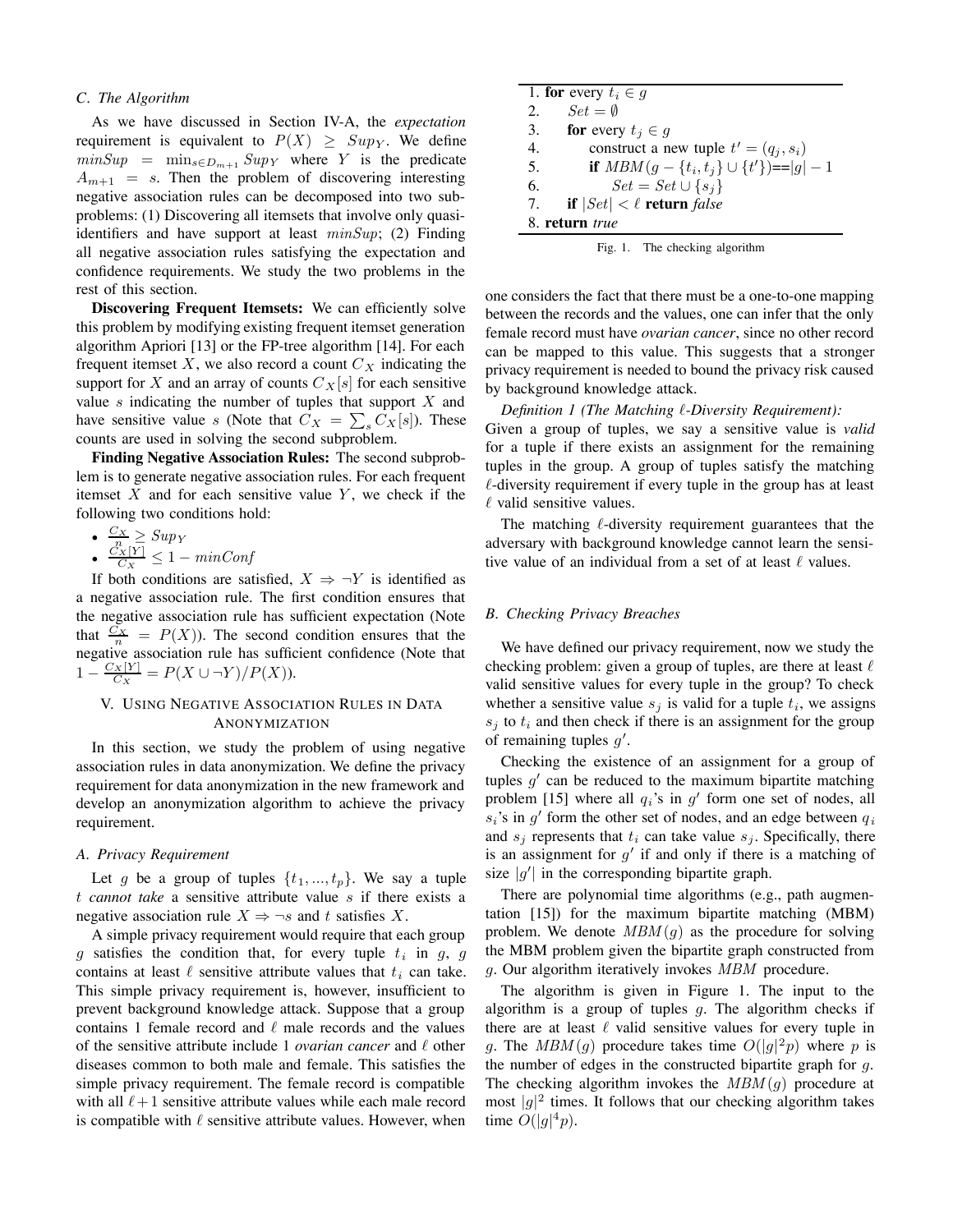### C. The Algorithm

As we have discussed in Section IV-A, the *expectation* requirement is equivalent to $P(X) \geq Sup_Y$. We define $minSup = \min_{s \in D_{m+1}} Sup_Y$ where $Y$ is the predicate $A_{m+1} = s$. Then the problem of discovering interesting negative association rules can be decomposed into two subproblems: (1) Discovering all itemsets that involve only quasi-identifiers and have support at least $minSup$; (2) Finding all negative association rules satisfying the expectation and confidence requirements. We study the two problems in the rest of this section.

**Discovering Frequent Itemsets:** We can efficiently solve this problem by modifying existing frequent itemset generation algorithm Apriori [13] or the FP-tree algorithm [14]. For each frequent itemset $X$, we also record a count $C_X$ indicating the support for $X$ and an array of counts $C_X[s]$ for each sensitive value $s$ indicating the number of tuples that support $X$ and have sensitive value $s$ (Note that $C_X = \sum_s C_X[s]$). These counts are used in solving the second subproblem.

**Finding Negative Association Rules:** The second subproblem is to generate negative association rules. For each frequent itemset $X$ and for each sensitive value $Y$, we check if the following two conditions hold:

- $\frac{C_X}{n} \geq Sup_Y$
- $\frac{C_X[Y]}{C_X} \leq 1 - minConf$

If both conditions are satisfied, $X \Rightarrow \neg Y$ is identified as a negative association rule. The first condition ensures that the negative association rule has sufficient expectation (Note that $\frac{C_X}{n} = P(X)$). The second condition ensures that the negative association rule has sufficient confidence (Note that $1 - \frac{C_X[Y]}{C_X} = P(X \cup \neg Y)/P(X)$).

## V. Using Negative Association Rules in Data Anonymization

In this section, we study the problem of using negative association rules in data anonymization. We define the privacy requirement for data anonymization in the new framework and develop an anonymization algorithm to achieve the privacy requirement.

### A. Privacy Requirement

Let $g$ be a group of tuples $\{t_1, ..., t_p\}$. We say a tuple $t$ *cannot take* a sensitive attribute value $s$ if there exists a negative association rule $X \Rightarrow \neg s$ and $t$ satisfies $X$.

A simple privacy requirement would require that each group $g$ satisfies the condition that, for every tuple $t_i$ in $g$, $g$ contains at least $\ell$ sensitive attribute values that $t_i$ can take. This simple privacy requirement is, however, insufficient to prevent background knowledge attack. Suppose that a group contains 1 female record and $\ell$ male records and the values of the sensitive attribute include 1 *ovarian cancer* and $\ell$ other diseases common to both male and female. This satisfies the simple privacy requirement. The female record is compatible with all $\ell+1$ sensitive attribute values while each male record is compatible with $\ell$ sensitive attribute values. However, when one considers the fact that there must be a one-to-one mapping between the records and the values, one can infer that the only female record must have *ovarian cancer*, since no other record can be mapped to this value. This suggests that a stronger privacy requirement is needed to bound the privacy risk caused by background knowledge attack.

*Definition 1 (The Matching $\ell$-Diversity Requirement):* Given a group of tuples, we say a sensitive value is *valid* for a tuple if there exists an assignment for the remaining tuples in the group. A group of tuples satisfy the matching $\ell$-diversity requirement if every tuple in the group has at least $\ell$ valid sensitive values.

The matching $\ell$-diversity requirement guarantees that the adversary with background knowledge cannot learn the sensitive value of an individual from a set of at least $\ell$ values.

### B. Checking Privacy Breaches

```
1. for every t_i ∈ g
2.     Set = ∅
3.     for every t_j ∈ g
4.         construct a new tuple t' = (q_j, s_i)
5.         if MBM(g − {t_i, t_j} ∪ {t'}) == |g| − 1
6.             Set = Set ∪ {s_j}
7.     if |Set| < ℓ return false
8. return true
```

Fig. 1. The checking algorithm

We have defined our privacy requirement, now we study the checking problem: given a group of tuples, are there at least $\ell$ valid sensitive values for every tuple in the group? To check whether a sensitive value $s_j$ is valid for a tuple $t_i$, we assigns $s_j$ to $t_i$ and then check if there is an assignment for the group of remaining tuples $g'$.

Checking the existence of an assignment for a group of tuples $g'$ can be reduced to the maximum bipartite matching problem [15] where all $q_i$'s in $g'$ form one set of nodes, all $s_i$'s in $g'$ form the other set of nodes, and an edge between $q_i$ and $s_j$ represents that $t_i$ can take value $s_j$. Specifically, there is an assignment for $g'$ if and only if there is a matching of size $|g'|$ in the corresponding bipartite graph.

There are polynomial time algorithms (e.g., path augmentation [15]) for the maximum bipartite matching (MBM) problem. We denote $MBM(g)$ as the procedure for solving the MBM problem given the bipartite graph constructed from $g$. Our algorithm iteratively invokes $MBM$ procedure.

The algorithm is given in Figure 1. The input to the algorithm is a group of tuples $g$. The algorithm checks if there are at least $\ell$ valid sensitive values for every tuple in $g$. The $MBM(g)$ procedure takes time $O(|g|^2 p)$ where $p$ is the number of edges in the constructed bipartite graph for $g$. The checking algorithm invokes the $MBM(g)$ procedure at most $|g|^2$ times. It follows that our checking algorithm takes time $O(|g|^4 p)$.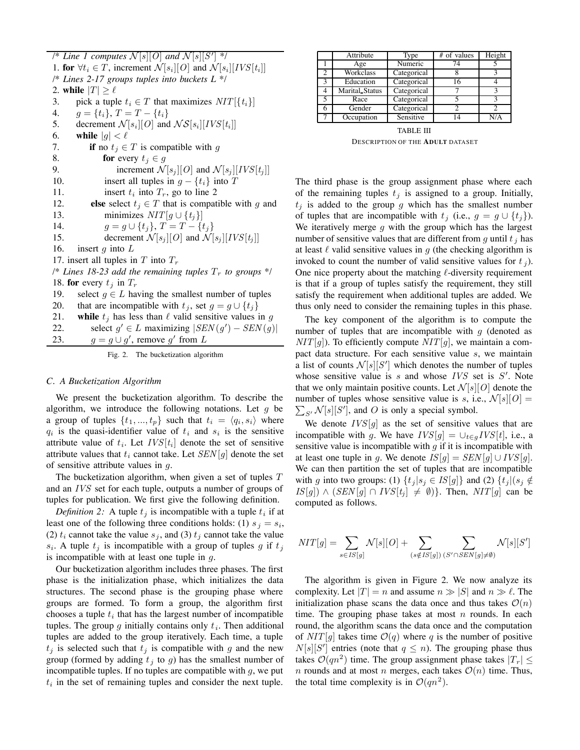```
/* Line 1 computes N[s][O] and N[s][S'] */
1. for ∀t_i ∈ T, increment N[s_i][O] and N[s_i][IVS[t_i]]
/* Lines 2-17 groups tuples into buckets L */
2. while |T| ≥ ℓ
3.     pick a tuple t_i ∈ T that maximizes NIT[{t_i}]
4.     g = {t_i}, T = T − {t_i}
5.     decrement N[s_i][O] and NS[s_i][IVS[t_i]]
6.     while |g| < ℓ
7.         if no t_j ∈ T is compatible with g
8.             for every t_j ∈ g
9.                 increment N[s_j][O] and N[s_j][IVS[t_j]]
10.            insert all tuples in g − {t_i} into T
11.            insert t_i into T_r, go to line 2
12.        else select t_j ∈ T that is compatible with g and
13.            minimizes NIT[g ∪ {t_j}]
14.            g = g ∪ {t_j}, T = T − {t_j}
15.            decrement N[s_j][O] and N[s_j][IVS[t_j]]
16.    insert g into L
17. insert all tuples in T into T_r
/* Lines 18-23 add the remaining tuples T_r to groups */
18. for every t_j in T_r
19.     select g ∈ L having the smallest number of tuples
20.     that are incompatible with t_j, set g = g ∪ {t_j}
21.     while t_j has less than ℓ valid sensitive values in g
22.         select g' ∈ L maximizing |SEN(g') − SEN(g)|
23.         g = g ∪ g', remove g' from L
```

Fig. 2. The bucketization algorithm

### C. A Bucketization Algorithm

We present the bucketization algorithm. To describe the algorithm, we introduce the following notations. Let $g$ be a group of tuples $\{t_1, ..., t_p\}$ such that $t_i = \langle q_i, s_i \rangle$ where $q_i$ is the quasi-identifier value of $t_i$ and $s_i$ is the sensitive attribute value of $t_i$. Let $IVS[t_i]$ denote the set of sensitive attribute values that $t_i$ cannot take. Let $SEN[g]$ denote the set of sensitive attribute values in $g$.

The bucketization algorithm, when given a set of tuples $T$ and an $IVS$ set for each tuple, outputs a number of groups of tuples for publication. We first give the following definition.

*Definition 2:* A tuple $t_j$ is incompatible with a tuple $t_i$ if at least one of the following three conditions holds: (1) $s_j = s_i$, (2) $t_i$ cannot take the value $s_j$, and (3) $t_j$ cannot take the value $s_i$. A tuple $t_j$ is incompatible with a group of tuples $g$ if $t_j$ is incompatible with at least one tuple in $g$.

Our bucketization algorithm includes three phases. The first phase is the initialization phase, which initializes the data structures. The second phase is the grouping phase where groups are formed. To form a group, the algorithm first chooses a tuple $t_i$ that has the largest number of incompatible tuples. The group $g$ initially contains only $t_i$. Then additional tuples are added to the group iteratively. Each time, a tuple $t_j$ is selected such that $t_j$ is compatible with $g$ and the new group (formed by adding $t_j$ to $g$) has the smallest number of incompatible tuples. If no tuples are compatible with $g$, we put $t_i$ in the set of remaining tuples and consider the next tuple.

| | Attribute | Type | # of values | Height |
|---|---|---|---|---|
| 1 | Age | Numeric | 74 | 5 |
| 2 | Workclass | Categorical | 8 | 3 |
| 3 | Education | Categorical | 16 | 4 |
| 4 | Marital_Status | Categorical | 7 | 3 |
| 5 | Race | Categorical | 5 | 3 |
| 6 | Gender | Categorical | 2 | 2 |
| 7 | Occupation | Sensitive | 14 | N/A |

TABLE III
DESCRIPTION OF THE **ADULT** DATASET

The third phase is the group assignment phase where each of the remaining tuples $t_j$ is assigned to a group. Initially, $t_j$ is added to the group $g$ which has the smallest number of tuples that are incompatible with $t_j$ (i.e., $g = g \cup \{t_j\}$). We iteratively merge $g$ with the group which has the largest number of sensitive values that are different from $g$ until $t_j$ has at least $\ell$ valid sensitive values in $g$ (the checking algorithm is invoked to count the number of valid sensitive values for $t_j$). One nice property about the matching $\ell$-diversity requirement is that if a group of tuples satisfy the requirement, they still satisfy the requirement when additional tuples are added. We thus only need to consider the remaining tuples in this phase.

The key component of the algorithm is to compute the number of tuples that are incompatible with $g$ (denoted as $NIT[g]$). To efficiently compute $NIT[g]$, we maintain a compact data structure. For each sensitive value $s$, we maintain a list of counts $\mathcal{N}[s][S']$ which denotes the number of tuples whose sensitive value is $s$ and whose $IVS$ set is $S'$. Note that we only maintain positive counts. Let $\mathcal{N}[s][O]$ denote the number of tuples whose sensitive value is $s$, i.e., $\mathcal{N}[s][O] = \sum_{S'} \mathcal{N}[s][S']$, and $O$ is only a special symbol.

We denote $IVS[g]$ as the set of sensitive values that are incompatible with $g$. We have $IVS[g] = \cup_{t \in g} IVS[t]$, i.e., a sensitive value is incompatible with $g$ if it is incompatible with at least one tuple in $g$. We denote $IS[g] = SEN[g] \cup IVS[g]$. We can then partition the set of tuples that are incompatible with $g$ into two groups: (1) $\{t_j | s_j \in IS[g]\}$ and (2) $\{t_j | (s_j \notin IS[g]) \wedge (SEN[g] \cap IVS[t_j] \neq \emptyset)\}$. Then, $NIT[g]$ can be computed as follows.

$$NIT[g] = \sum_{s \in IS[g]} \mathcal{N}[s][O] + \sum_{(s \notin IS[g])} \sum_{(S' \cap SEN[g] \neq \emptyset)} \mathcal{N}[s][S']$$

The algorithm is given in Figure 2. We now analyze its complexity. Let $|T| = n$ and assume $n \gg |S|$ and $n \gg \ell$. The initialization phase scans the data once and thus takes $\mathcal{O}(n)$ time. The grouping phase takes at most $n$ rounds. In each round, the algorithm scans the data once and the computation of $NIT[g]$ takes time $\mathcal{O}(q)$ where $q$ is the number of positive $N[s][S']$ entries (note that $q \leq n$). The grouping phase thus takes $\mathcal{O}(qn^2)$ time. The group assignment phase takes $|T_r| \leq n$ rounds and at most $n$ merges, each takes $\mathcal{O}(n)$ time. Thus, the total time complexity is in $\mathcal{O}(qn^2)$.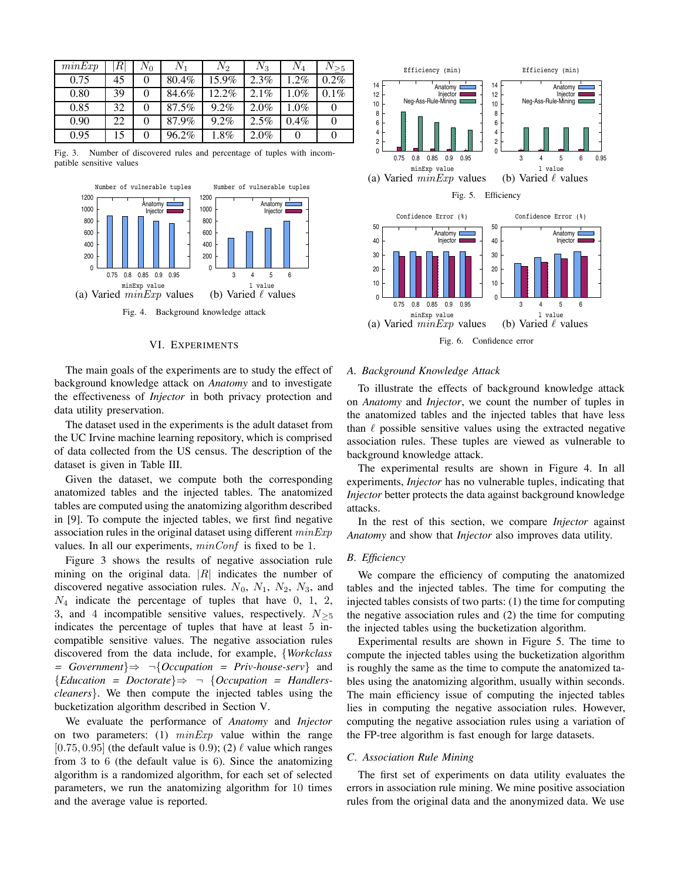| $minExp$ | $\|R\|$ | $N_0$ | $N_1$ | $N_2$ | $N_3$ | $N_4$ | $N_{\geq 5}$ |
|---|---|---|---|---|---|---|---|
| 0.75 | 45 | 0 | 80.4% | 15.9% | 2.3% | 1.2% | 0.2% |
| 0.80 | 39 | 0 | 84.6% | 12.2% | 2.1% | 1.0% | 0.1% |
| 0.85 | 32 | 0 | 87.5% | 9.2% | 2.0% | 1.0% | 0 |
| 0.90 | 22 | 0 | 87.9% | 9.2% | 2.5% | 0.4% | 0 |
| 0.95 | 15 | 0 | 96.2% | 1.8% | 2.0% | 0 | 0 |

Fig. 3. Number of discovered rules and percentage of tuples with incompatible sensitive values

(a) Varied $minExp$ values (b) Varied $\ell$ values

Fig. 4. Background knowledge attack

## VI. Experiments

The main goals of the experiments are to study the effect of background knowledge attack on *Anatomy* and to investigate the effectiveness of *Injector* in both privacy protection and data utility preservation.

The dataset used in the experiments is the adult dataset from the UC Irvine machine learning repository, which is comprised of data collected from the US census. The description of the dataset is given in Table III.

Given the dataset, we compute both the corresponding anatomized tables and the injected tables. The anatomized tables are computed using the anatomizing algorithm described in [9]. To compute the injected tables, we first find negative association rules in the original dataset using different $minExp$ values. In all our experiments, $minConf$ is fixed to be 1.

Figure 3 shows the results of negative association rule mining on the original data. $|R|$ indicates the number of discovered negative association rules. $N_0$, $N_1$, $N_2$, $N_3$, and $N_4$ indicate the percentage of tuples that have 0, 1, 2, 3, and 4 incompatible sensitive values, respectively. $N_{\geq 5}$ indicates the percentage of tuples that have at least 5 incompatible sensitive values. The negative association rules discovered from the data include, for example, {*Workclass = Government*}$\Rightarrow$ $\neg${*Occupation = Priv-house-serv*} and {*Education = Doctorate*}$\Rightarrow$ $\neg$ {*Occupation = Handlers-cleaners*}. We then compute the injected tables using the bucketization algorithm described in Section V.

We evaluate the performance of *Anatomy* and *Injector* on two parameters: (1) $minExp$ value within the range $[0.75, 0.95]$ (the default value is 0.9); (2) $\ell$ value which ranges from 3 to 6 (the default value is 6). Since the anatomizing algorithm is a randomized algorithm, for each set of selected parameters, we run the anatomizing algorithm for 10 times and the average value is reported.

(a) Varied $minExp$ values (b) Varied $\ell$ values

Fig. 5. Efficiency

(a) Varied $minExp$ values (b) Varied $\ell$ values

Fig. 6. Confidence error

### A. Background Knowledge Attack

To illustrate the effects of background knowledge attack on *Anatomy* and *Injector*, we count the number of tuples in the anatomized tables and the injected tables that have less than $\ell$ possible sensitive values using the extracted negative association rules. These tuples are viewed as vulnerable to background knowledge attack.

The experimental results are shown in Figure 4. In all experiments, *Injector* has no vulnerable tuples, indicating that *Injector* better protects the data against background knowledge attacks.

In the rest of this section, we compare *Injector* against *Anatomy* and show that *Injector* also improves data utility.

### B. Efficiency

We compare the efficiency of computing the anatomized tables and the injected tables. The time for computing the injected tables consists of two parts: (1) the time for computing the negative association rules and (2) the time for computing the injected tables using the bucketization algorithm.

Experimental results are shown in Figure 5. The time to compute the injected tables using the bucketization algorithm is roughly the same as the time to compute the anatomized tables using the anatomizing algorithm, usually within seconds. The main efficiency issue of computing the injected tables lies in computing the negative association rules. However, computing the negative association rules using a variation of the FP-tree algorithm is fast enough for large datasets.

### C. Association Rule Mining

The first set of experiments on data utility evaluates the errors in association rule mining. We mine positive association rules from the original data and the anonymized data. We use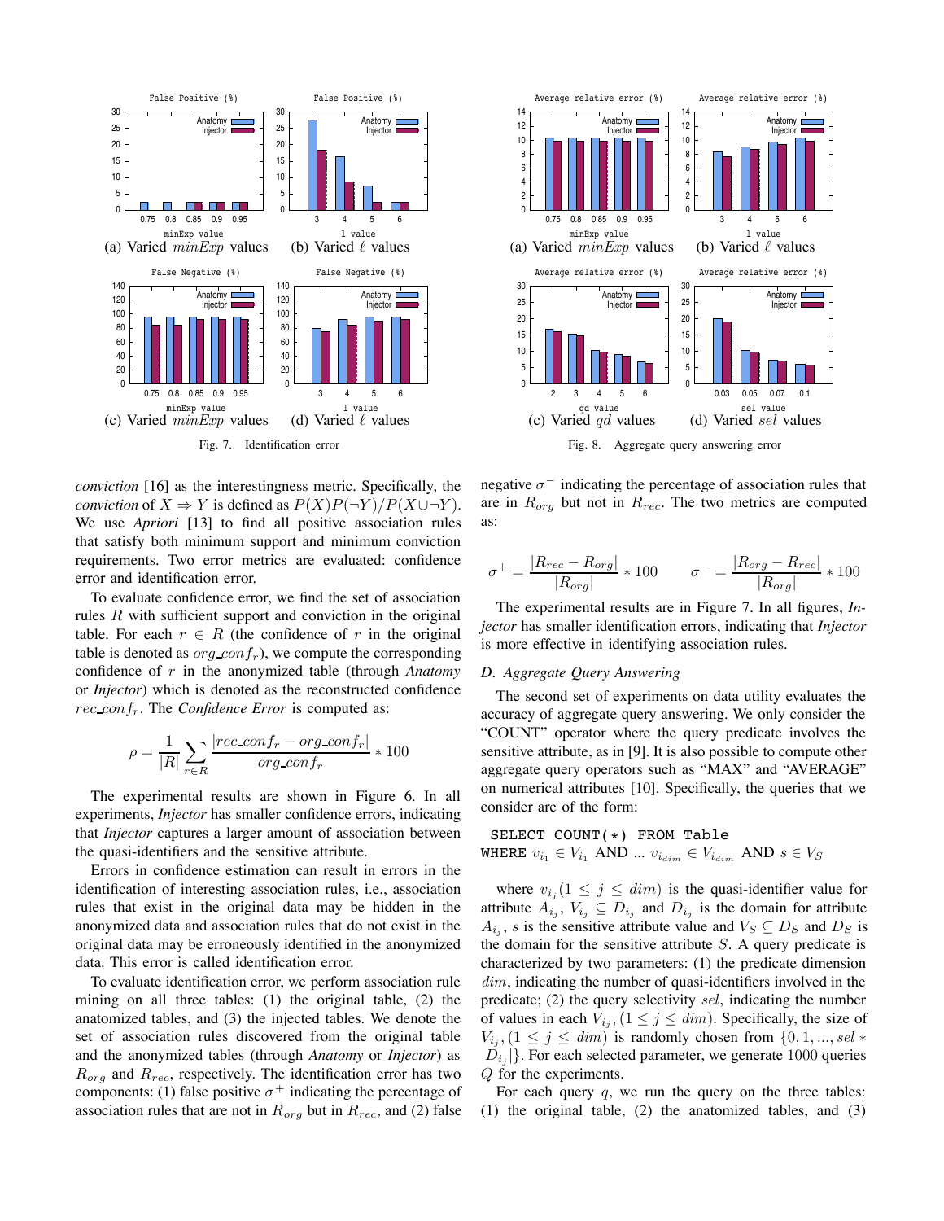Fig. 7. Identification error

(a) Varied $minExp$ values (b) Varied $\ell$ values (c) Varied $minExp$ values (d) Varied $\ell$ values

Fig. 8. Aggregate query answering error

(a) Varied $minExp$ values (b) Varied $\ell$ values (c) Varied $qd$ values (d) Varied $sel$ values

*conviction* [16] as the interestingness metric. Specifically, the *conviction* of $X \Rightarrow Y$ is defined as $P(X)P(\neg Y)/P(X \cup \neg Y)$. We use *Apriori* [13] to find all positive association rules that satisfy both minimum support and minimum conviction requirements. Two error metrics are evaluated: confidence error and identification error.

To evaluate confidence error, we find the set of association rules $R$ with sufficient support and conviction in the original table. For each $r \in R$ (the confidence of $r$ in the original table is denoted as $org\_conf_r$), we compute the corresponding confidence of $r$ in the anonymized table (through *Anatomy* or *Injector*) which is denoted as the reconstructed confidence $rec\_conf_r$. The *Confidence Error* is computed as:

$$\rho = \frac{1}{|R|} \sum_{r \in R} \frac{|rec\_conf_r - org\_conf_r|}{org\_conf_r} * 100$$

The experimental results are shown in Figure 6. In all experiments, *Injector* has smaller confidence errors, indicating that *Injector* captures a larger amount of association between the quasi-identifiers and the sensitive attribute.

Errors in confidence estimation can result in errors in the identification of interesting association rules, i.e., association rules that exist in the original data may be hidden in the anonymized data and association rules that do not exist in the original data may be erroneously identified in the anonymized data. This error is called identification error.

To evaluate identification error, we perform association rule mining on all three tables: (1) the original table, (2) the anatomized tables, and (3) the injected tables. We denote the set of association rules discovered from the original table and the anonymized tables (through *Anatomy* or *Injector*) as $R_{org}$ and $R_{rec}$, respectively. The identification error has two components: (1) false positive $\sigma^+$ indicating the percentage of association rules that are not in $R_{org}$ but in $R_{rec}$, and (2) false negative $\sigma^-$ indicating the percentage of association rules that are in $R_{org}$ but not in $R_{rec}$. The two metrics are computed as:

$$\sigma^+ = \frac{|R_{rec} - R_{org}|}{|R_{org}|} * 100 \qquad \sigma^- = \frac{|R_{org} - R_{rec}|}{|R_{org}|} * 100$$

The experimental results are in Figure 7. In all figures, *Injector* has smaller identification errors, indicating that *Injector* is more effective in identifying association rules.

### D. Aggregate Query Answering

The second set of experiments on data utility evaluates the accuracy of aggregate query answering. We only consider the "COUNT" operator where the query predicate involves the sensitive attribute, as in [9]. It is also possible to compute other aggregate query operators such as "MAX" and "AVERAGE" on numerical attributes [10]. Specifically, the queries that we consider are of the form:

SELECT COUNT(*) FROM Table
WHERE $v_{i_1} \in V_{i_1}$ AND ... $v_{i_{dim}} \in V_{i_{dim}}$ AND $s \in V_S$

where $v_{i_j} (1 \leq j \leq dim)$ is the quasi-identifier value for attribute $A_{i_j}$, $V_{i_j} \subseteq D_{i_j}$ and $D_{i_j}$ is the domain for attribute $A_{i_j}$, $s$ is the sensitive attribute value and $V_S \subseteq D_S$ and $D_S$ is the domain for the sensitive attribute $S$. A query predicate is characterized by two parameters: (1) the predicate dimension $dim$, indicating the number of quasi-identifiers involved in the predicate; (2) the query selectivity $sel$, indicating the number of values in each $V_{i_j}, (1 \leq j \leq dim)$. Specifically, the size of $V_{i_j}, (1 \leq j \leq dim)$ is randomly chosen from $\{0, 1, ..., sel * |D_{i_j}|\}$. For each selected parameter, we generate 1000 queries $Q$ for the experiments.

For each query $q$, we run the query on the three tables: (1) the original table, (2) the anatomized tables, and (3)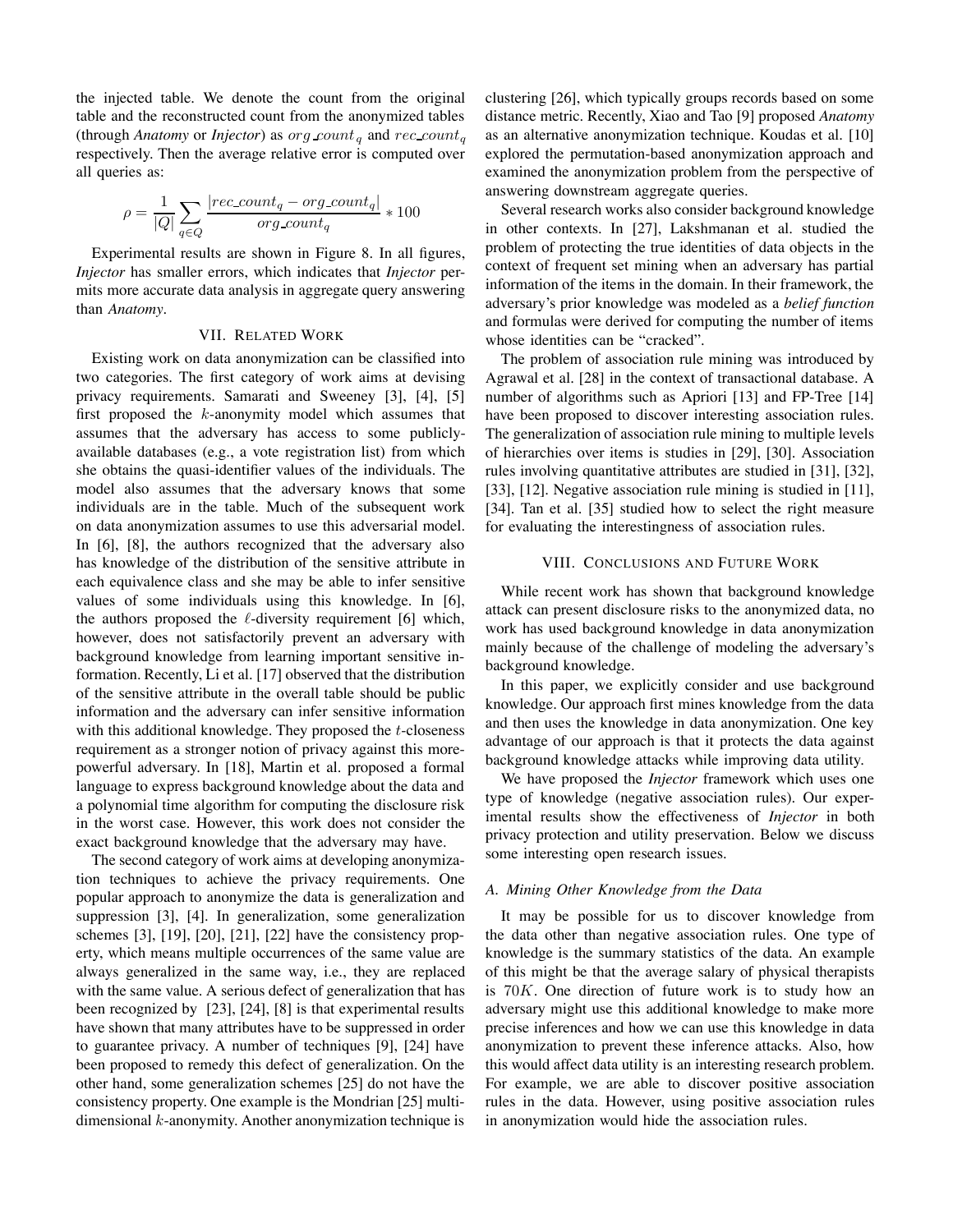the injected table. We denote the count from the original table and the reconstructed count from the anonymized tables (through *Anatomy* or *Injector*) as $org\_count_q$ and $rec\_count_q$ respectively. Then the average relative error is computed over all queries as:

$$\rho = \frac{1}{|Q|} \sum_{q \in Q} \frac{|rec\_count_q - org\_count_q|}{org\_count_q} * 100$$

Experimental results are shown in Figure 8. In all figures, *Injector* has smaller errors, which indicates that *Injector* permits more accurate data analysis in aggregate query answering than *Anatomy*.

## VII. Related Work

Existing work on data anonymization can be classified into two categories. The first category of work aims at devising privacy requirements. Samarati and Sweeney [3], [4], [5] first proposed the $k$-anonymity model which assumes that assumes that the adversary has access to some publicly-available databases (e.g., a vote registration list) from which she obtains the quasi-identifier values of the individuals. The model also assumes that the adversary knows that some individuals are in the table. Much of the subsequent work on data anonymization assumes to use this adversarial model. In [6], [8], the authors recognized that the adversary also has knowledge of the distribution of the sensitive attribute in each equivalence class and she may be able to infer sensitive values of some individuals using this knowledge. In [6], the authors proposed the $\ell$-diversity requirement [6] which, however, does not satisfactorily prevent an adversary with background knowledge from learning important sensitive information. Recently, Li et al. [17] observed that the distribution of the sensitive attribute in the overall table should be public information and the adversary can infer sensitive information with this additional knowledge. They proposed the $t$-closeness requirement as a stronger notion of privacy against this more-powerful adversary. In [18], Martin et al. proposed a formal language to express background knowledge about the data and a polynomial time algorithm for computing the disclosure risk in the worst case. However, this work does not consider the exact background knowledge that the adversary may have.

The second category of work aims at developing anonymization techniques to achieve the privacy requirements. One popular approach to anonymize the data is generalization and suppression [3], [4]. In generalization, some generalization schemes [3], [19], [20], [21], [22] have the consistency property, which means multiple occurrences of the same value are always generalized in the same way, i.e., they are replaced with the same value. A serious defect of generalization that has been recognized by [23], [24], [8] is that experimental results have shown that many attributes have to be suppressed in order to guarantee privacy. A number of techniques [9], [24] have been proposed to remedy this defect of generalization. On the other hand, some generalization schemes [25] do not have the consistency property. One example is the Mondrian [25] multi-dimensional $k$-anonymity. Another anonymization technique is clustering [26], which typically groups records based on some distance metric. Recently, Xiao and Tao [9] proposed *Anatomy* as an alternative anonymization technique. Koudas et al. [10] explored the permutation-based anonymization approach and examined the anonymization problem from the perspective of answering downstream aggregate queries.

Several research works also consider background knowledge in other contexts. In [27], Lakshmanan et al. studied the problem of protecting the true identities of data objects in the context of frequent set mining when an adversary has partial information of the items in the domain. In their framework, the adversary's prior knowledge was modeled as a *belief function* and formulas were derived for computing the number of items whose identities can be "cracked".

The problem of association rule mining was introduced by Agrawal et al. [28] in the context of transactional database. A number of algorithms such as Apriori [13] and FP-Tree [14] have been proposed to discover interesting association rules. The generalization of association rule mining to multiple levels of hierarchies over items is studies in [29], [30]. Association rules involving quantitative attributes are studied in [31], [32], [33], [12]. Negative association rule mining is studied in [11], [34]. Tan et al. [35] studied how to select the right measure for evaluating the interestingness of association rules.

## VIII. Conclusions and Future Work

While recent work has shown that background knowledge attack can present disclosure risks to the anonymized data, no work has used background knowledge in data anonymization mainly because of the challenge of modeling the adversary's background knowledge.

In this paper, we explicitly consider and use background knowledge. Our approach first mines knowledge from the data and then uses the knowledge in data anonymization. One key advantage of our approach is that it protects the data against background knowledge attacks while improving data utility.

We have proposed the *Injector* framework which uses one type of knowledge (negative association rules). Our experimental results show the effectiveness of *Injector* in both privacy protection and utility preservation. Below we discuss some interesting open research issues.

### A. Mining Other Knowledge from the Data

It may be possible for us to discover knowledge from the data other than negative association rules. One type of knowledge is the summary statistics of the data. An example of this might be that the average salary of physical therapists is $70K$. One direction of future work is to study how an adversary might use this additional knowledge to make more precise inferences and how we can use this knowledge in data anonymization to prevent these inference attacks. Also, how this would affect data utility is an interesting research problem. For example, we are able to discover positive association rules in the data. However, using positive association rules in anonymization would hide the association rules.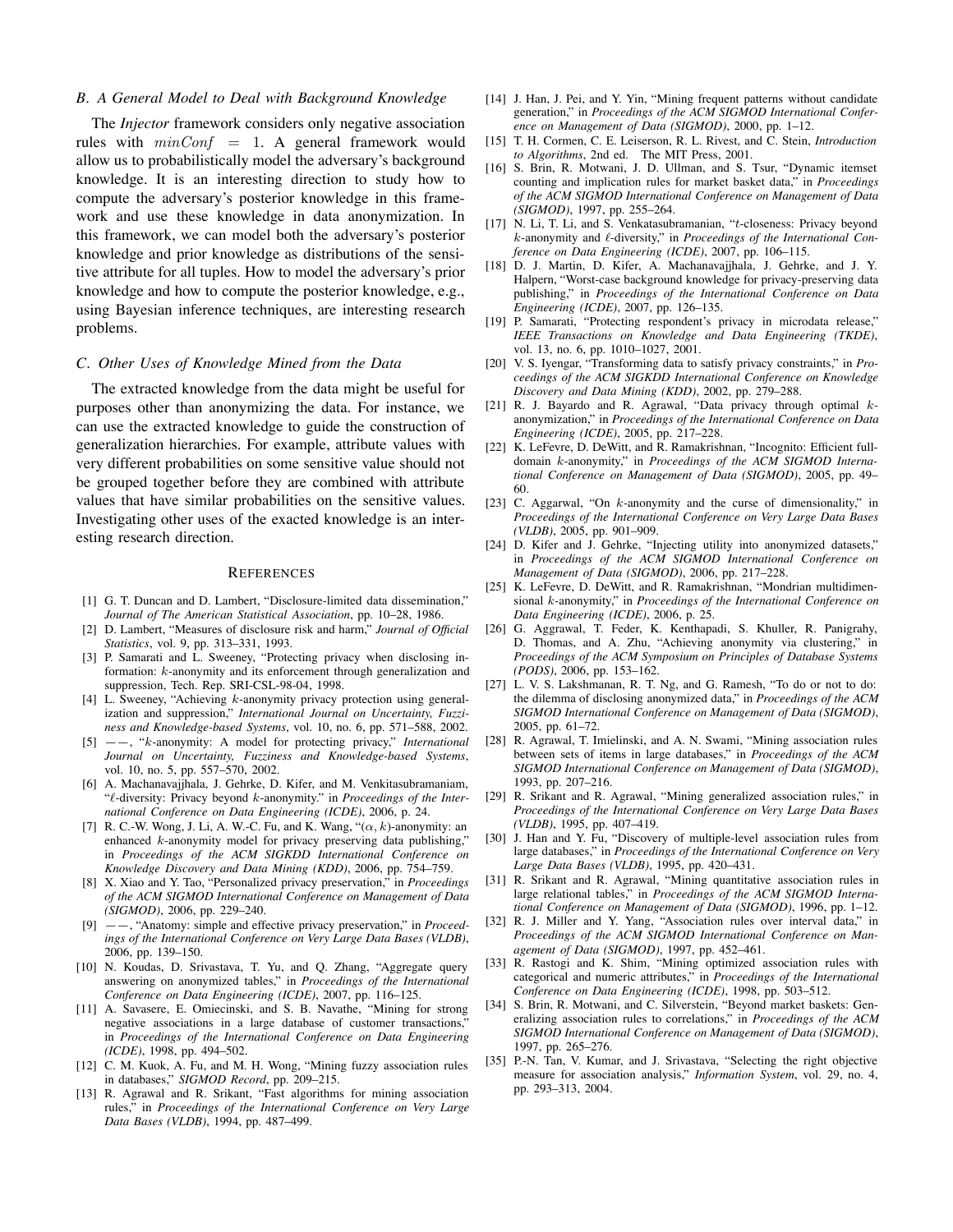### B. A General Model to Deal with Background Knowledge

The *Injector* framework considers only negative association rules with $minConf = 1$. A general framework would allow us to probabilistically model the adversary's background knowledge. It is an interesting direction to study how to compute the adversary's posterior knowledge in this framework and use these knowledge in data anonymization. In this framework, we can model both the adversary's posterior knowledge and prior knowledge as distributions of the sensitive attribute for all tuples. How to model the adversary's prior knowledge and how to compute the posterior knowledge, e.g., using Bayesian inference techniques, are interesting research problems.

### C. Other Uses of Knowledge Mined from the Data

The extracted knowledge from the data might be useful for purposes other than anonymizing the data. For instance, we can use the extracted knowledge to guide the construction of generalization hierarchies. For example, attribute values with very different probabilities on some sensitive value should not be grouped together before they are combined with attribute values that have similar probabilities on the sensitive values. Investigating other uses of the exacted knowledge is an interesting research direction.

## REFERENCES

[1] G. T. Duncan and D. Lambert, "Disclosure-limited data dissemination," *Journal of The American Statistical Association*, pp. 10–28, 1986.

[2] D. Lambert, "Measures of disclosure risk and harm," *Journal of Official Statistics*, vol. 9, pp. 313–331, 1993.

[3] P. Samarati and L. Sweeney, "Protecting privacy when disclosing information: $k$-anonymity and its enforcement through generalization and suppression, Tech. Rep. SRI-CSL-98-04, 1998.

[4] L. Sweeney, "Achieving $k$-anonymity privacy protection using generalization and suppression," *International Journal on Uncertainty, Fuzziness and Knowledge-based Systems*, vol. 10, no. 6, pp. 571–588, 2002.

[5] ——, "$k$-anonymity: A model for protecting privacy," *International Journal on Uncertainty, Fuzziness and Knowledge-based Systems*, vol. 10, no. 5, pp. 557–570, 2002.

[6] A. Machanavajjhala, J. Gehrke, D. Kifer, and M. Venkitasubramaniam, "$\ell$-diversity: Privacy beyond $k$-anonymity." in *Proceedings of the International Conference on Data Engineering (ICDE)*, 2006, p. 24.

[7] R. C.-W. Wong, J. Li, A. W.-C. Fu, and K. Wang, "($\alpha$, $k$)-anonymity: an enhanced $k$-anonymity model for privacy preserving data publishing," in *Proceedings of the ACM SIGKDD International Conference on Knowledge Discovery and Data Mining (KDD)*, 2006, pp. 754–759.

[8] X. Xiao and Y. Tao, "Personalized privacy preservation," in *Proceedings of the ACM SIGMOD International Conference on Management of Data (SIGMOD)*, 2006, pp. 229–240.

[9] ——, "Anatomy: simple and effective privacy preservation," in *Proceedings of the International Conference on Very Large Data Bases (VLDB)*, 2006, pp. 139–150.

[10] N. Koudas, D. Srivastava, T. Yu, and Q. Zhang, "Aggregate query answering on anonymized tables," in *Proceedings of the International Conference on Data Engineering (ICDE)*, 2007, pp. 116–125.

[11] A. Savasere, E. Omiecinski, and S. B. Navathe, "Mining for strong negative associations in a large database of customer transactions," in *Proceedings of the International Conference on Data Engineering (ICDE)*, 1998, pp. 494–502.

[12] C. M. Kuok, A. Fu, and M. H. Wong, "Mining fuzzy association rules in databases," *SIGMOD Record*, pp. 209–215.

[13] R. Agrawal and R. Srikant, "Fast algorithms for mining association rules," in *Proceedings of the International Conference on Very Large Data Bases (VLDB)*, 1994, pp. 487–499.

[14] J. Han, J. Pei, and Y. Yin, "Mining frequent patterns without candidate generation," in *Proceedings of the ACM SIGMOD International Conference on Management of Data (SIGMOD)*, 2000, pp. 1–12.

[15] T. H. Cormen, C. E. Leiserson, R. L. Rivest, and C. Stein, *Introduction to Algorithms*, 2nd ed. The MIT Press, 2001.

[16] S. Brin, R. Motwani, J. D. Ullman, and S. Tsur, "Dynamic itemset counting and implication rules for market basket data," in *Proceedings of the ACM SIGMOD International Conference on Management of Data (SIGMOD)*, 1997, pp. 255–264.

[17] N. Li, T. Li, and S. Venkatasubramanian, "$t$-closeness: Privacy beyond $k$-anonymity and $\ell$-diversity," in *Proceedings of the International Conference on Data Engineering (ICDE)*, 2007, pp. 106–115.

[18] D. J. Martin, D. Kifer, A. Machanavajjhala, J. Gehrke, and J. Y. Halpern, "Worst-case background knowledge for privacy-preserving data publishing," in *Proceedings of the International Conference on Data Engineering (ICDE)*, 2007, pp. 126–135.

[19] P. Samarati, "Protecting respondent's privacy in microdata release," *IEEE Transactions on Knowledge and Data Engineering (TKDE)*, vol. 13, no. 6, pp. 1010–1027, 2001.

[20] V. S. Iyengar, "Transforming data to satisfy privacy constraints," in *Proceedings of the ACM SIGKDD International Conference on Knowledge Discovery and Data Mining (KDD)*, 2002, pp. 279–288.

[21] R. J. Bayardo and R. Agrawal, "Data privacy through optimal $k$-anonymization," in *Proceedings of the International Conference on Data Engineering (ICDE)*, 2005, pp. 217–228.

[22] K. LeFevre, D. DeWitt, and R. Ramakrishnan, "Incognito: Efficient full-domain $k$-anonymity," in *Proceedings of the ACM SIGMOD International Conference on Management of Data (SIGMOD)*, 2005, pp. 49–60.

[23] C. Aggarwal, "On $k$-anonymity and the curse of dimensionality," in *Proceedings of the International Conference on Very Large Data Bases (VLDB)*, 2005, pp. 901–909.

[24] D. Kifer and J. Gehrke, "Injecting utility into anonymized datasets," in *Proceedings of the ACM SIGMOD International Conference on Management of Data (SIGMOD)*, 2006, pp. 217–228.

[25] K. LeFevre, D. DeWitt, and R. Ramakrishnan, "Mondrian multidimensional $k$-anonymity," in *Proceedings of the International Conference on Data Engineering (ICDE)*, 2006, p. 25.

[26] G. Aggrawal, T. Feder, K. Kenthapadi, S. Khuller, R. Panigrahy, D. Thomas, and A. Zhu, "Achieving anonymity via clustering," in *Proceedings of the ACM Symposium on Principles of Database Systems (PODS)*, 2006, pp. 153–162.

[27] L. V. S. Lakshmanan, R. T. Ng, and G. Ramesh, "To do or not to do: the dilemma of disclosing anonymized data," in *Proceedings of the ACM SIGMOD International Conference on Management of Data (SIGMOD)*, 2005, pp. 61–72.

[28] R. Agrawal, T. Imielinski, and A. N. Swami, "Mining association rules between sets of items in large databases," in *Proceedings of the ACM SIGMOD International Conference on Management of Data (SIGMOD)*, 1993, pp. 207–216.

[29] R. Srikant and R. Agrawal, "Mining generalized association rules," in *Proceedings of the International Conference on Very Large Data Bases (VLDB)*, 1995, pp. 407–419.

[30] J. Han and Y. Fu, "Discovery of multiple-level association rules from large databases," in *Proceedings of the International Conference on Very Large Data Bases (VLDB)*, 1995, pp. 420–431.

[31] R. Srikant and R. Agrawal, "Mining quantitative association rules in large relational tables," in *Proceedings of the ACM SIGMOD International Conference on Management of Data (SIGMOD)*, 1996, pp. 1–12.

[32] R. J. Miller and Y. Yang, "Association rules over interval data," in *Proceedings of the ACM SIGMOD International Conference on Management of Data (SIGMOD)*, 1997, pp. 452–461.

[33] R. Rastogi and K. Shim, "Mining optimized association rules with categorical and numeric attributes," in *Proceedings of the International Conference on Data Engineering (ICDE)*, 1998, pp. 503–512.

[34] S. Brin, R. Motwani, and C. Silverstein, "Beyond market baskets: Generalizing association rules to correlations," in *Proceedings of the ACM SIGMOD International Conference on Management of Data (SIGMOD)*, 1997, pp. 265–276.

[35] P.-N. Tan, V. Kumar, and J. Srivastava, "Selecting the right objective measure for association analysis," *Information System*, vol. 29, no. 4, pp. 293–313, 2004.